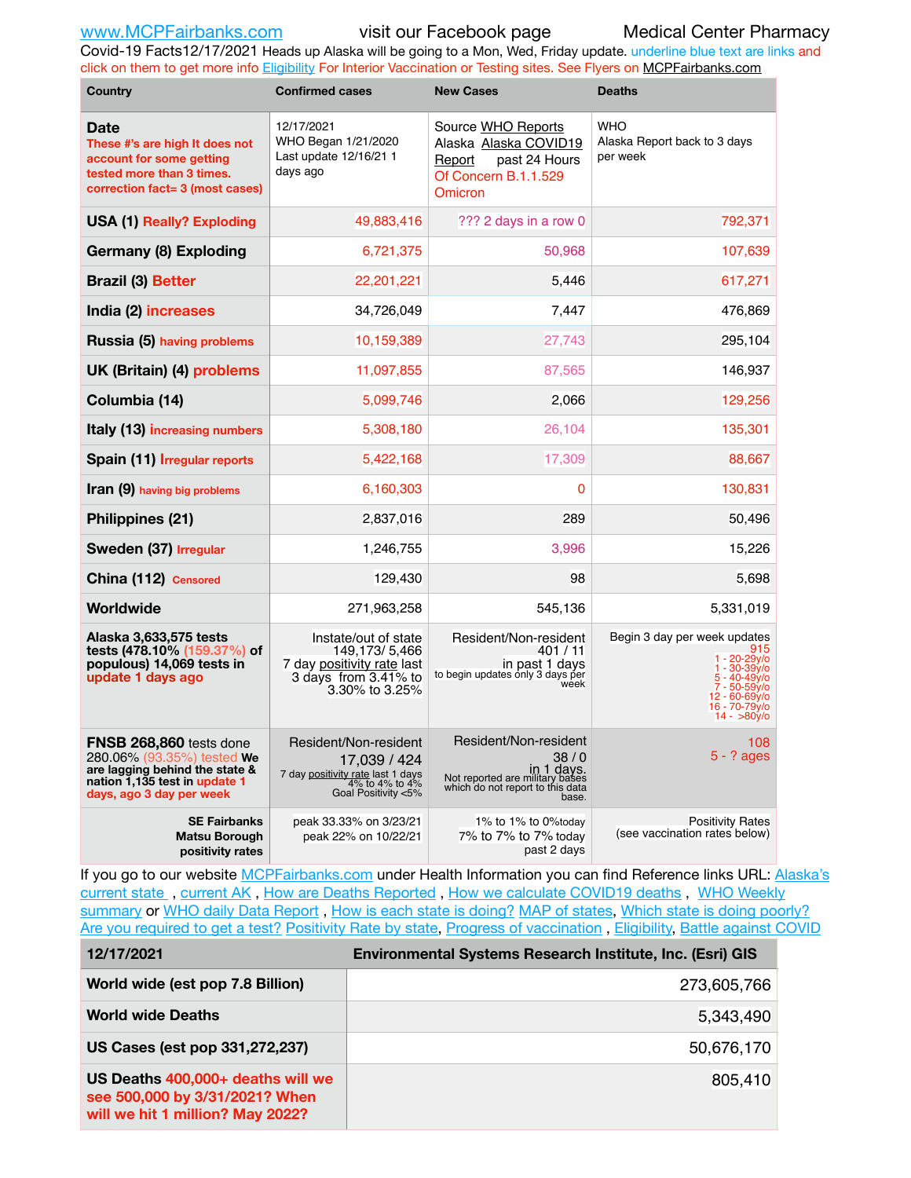www.MCPFairbanks.com visit our Facebook page Medical Center Pharmacy

Covid-19 Facts12/17/2021 Heads up Alaska will be going to a Mon, Wed, Friday update. underline blue text are links and click on them to get more info Eligibility For Interior Vaccination or Testing sites. See Flyers on MCPFairbanks.com

| Country | Confirmed cases | New Cases | Deaths |
|---|---|---|---|
| **Date** These #'s are high It does not account for some getting tested more than 3 times. correction fact= 3 (most cases) | 12/17/2021 WHO Began 1/21/2020 Last update 12/16/21 1 days ago | Source WHO Reports Alaska Alaska COVID19 Report past 24 Hours Of Concern B.1.1.529 Omicron | WHO Alaska Report back to 3 days per week |
| **USA (1)** Really? Exploding | 49,883,416 | ??? 2 days in a row 0 | 792,371 |
| **Germany (8) Exploding** | 6,721,375 | 50,968 | 107,639 |
| **Brazil (3)** Better | 22,201,221 | 5,446 | 617,271 |
| **India (2)** increases | 34,726,049 | 7,447 | 476,869 |
| **Russia (5)** having problems | 10,159,389 | 27,743 | 295,104 |
| **UK (Britain) (4)** problems | 11,097,855 | 87,565 | 146,937 |
| **Columbia (14)** | 5,099,746 | 2,066 | 129,256 |
| **Italy (13)** increasing numbers | 5,308,180 | 26,104 | 135,301 |
| **Spain (11)** Irregular reports | 5,422,168 | 17,309 | 88,667 |
| **Iran (9)** having big problems | 6,160,303 | 0 | 130,831 |
| **Philippines (21)** | 2,837,016 | 289 | 50,496 |
| **Sweden (37)** Irregular | 1,246,755 | 3,996 | 15,226 |
| **China (112)** Censored | 129,430 | 98 | 5,698 |
| **Worldwide** | 271,963,258 | 545,136 | 5,331,019 |
| **Alaska 3,633,575 tests tests (478.10% (159.37%) of populous) 14,069 tests in update 1 days ago** | Instate/out of state 149,173/ 5,466 7 day positivity rate last 3 days from 3.41% to 3.30% to 3.25% | Resident/Non-resident 401 / 11 in past 1 days to begin updates only 3 days per week | Begin 3 day per week updates 915 1 - 20-29y/o 1 - 30-39y/o 5 - 40-49y/o 7 - 50-59y/o 12 - 60-69y/o 16 - 70-79y/o 14 - >80y/o |
| **FNSB 268,860** tests done 280.06% (93.35%) tested **We are lagging behind the state & nation 1,135 test in update 1 days, ago 3 day per week** | Resident/Non-resident 17,039 / 424 7 day positivity rate last 1 days 4% to 4% to 4% Goal Positivity <5% | Resident/Non-resident 38 / 0 in 1 days. Not reported are military bases which do not report to this data base. | 108 5 - ? ages |
| **SE Fairbanks Matsu Borough positivity rates** | peak 33.33% on 3/23/21 peak 22% on 10/22/21 | 1% to 1% to 0%today 7% to 7% to 7% today past 2 days | Positivity Rates (see vaccination rates below) |

If you go to our website MCPFairbanks.com under Health Information you can find Reference links URL: Alaska's current state , current AK , How are Deaths Reported , How we calculate COVID19 deaths , WHO Weekly summary or WHO daily Data Report , How is each state is doing? MAP of states, Which state is doing poorly? Are you required to get a test? Positivity Rate by state, Progress of vaccination , Eligibility, Battle against COVID

| 12/17/2021 | Environmental Systems Research Institute, Inc. (Esri) GIS |
|---|---|
| **World wide (est pop 7.8 Billion)** | 273,605,766 |
| **World wide Deaths** | 5,343,490 |
| **US Cases (est pop 331,272,237)** | 50,676,170 |
| **US Deaths** 400,000+ deaths will we see 500,000 by 3/31/2021? When will we hit 1 million? May 2022? | 805,410 |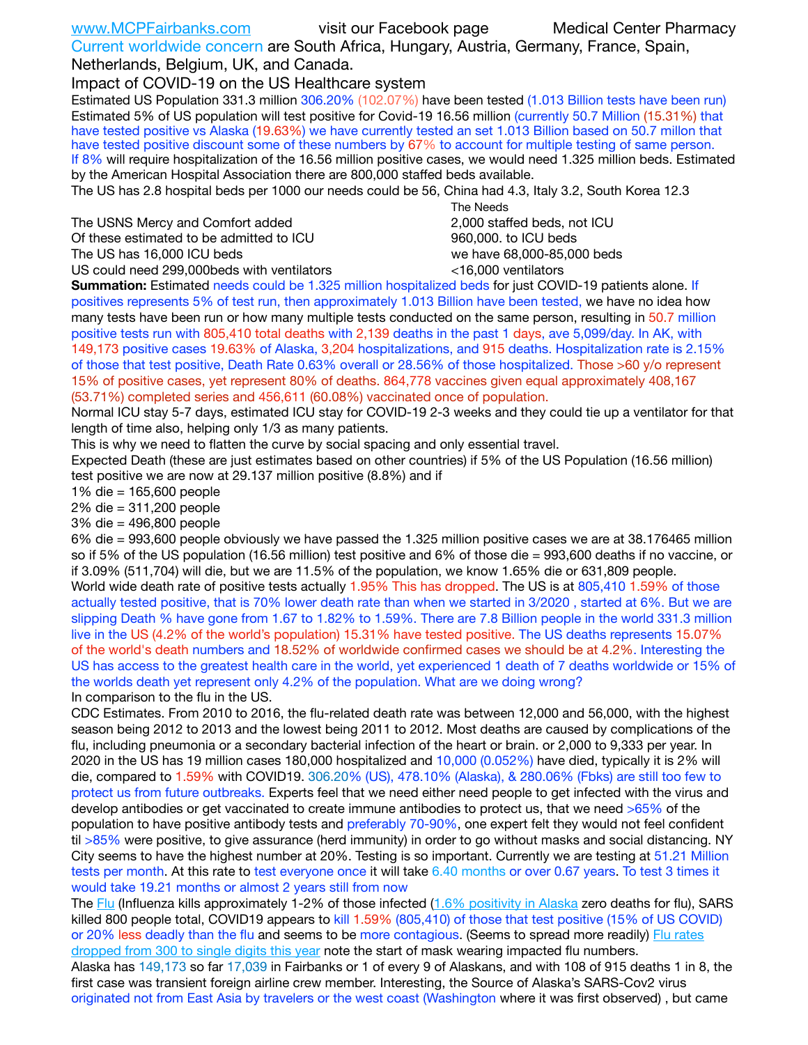www.MCPFairbanks.com visit our Facebook page Medical Center Pharmacy

Current worldwide concern are South Africa, Hungary, Austria, Germany, France, Spain, Netherlands, Belgium, UK, and Canada.

Impact of COVID-19 on the US Healthcare system

Estimated US Population 331.3 million 306.20% (102.07%) have been tested (1.013 Billion tests have been run)

Estimated 5% of US population will test positive for Covid-19 16.56 million (currently 50.7 Million (15.31%) that have tested positive vs Alaska (19.63%) we have currently tested an set 1.013 Billion based on 50.7 millon that have tested positive discount some of these numbers by 67% to account for multiple testing of same person.

If 8% will require hospitalization of the 16.56 million positive cases, we would need 1.325 million beds. Estimated by the American Hospital Association there are 800,000 staffed beds available.

The US has 2.8 hospital beds per 1000 our needs could be 56, China had 4.3, Italy 3.2, South Korea 12.3

| | The Needs |
|---|---|
| The USNS Mercy and Comfort added | 2,000 staffed beds, not ICU |
| Of these estimated to be admitted to ICU | 960,000. to ICU beds |
| The US has 16,000 ICU beds | we have 68,000-85,000 beds |
| US could need 299,000beds with ventilators | <16,000 ventilators |

**Summation:** Estimated needs could be 1.325 million hospitalized beds for just COVID-19 patients alone. If positives represents 5% of test run, then approximately 1.013 Billion have been tested, we have no idea how many tests have been run or how many multiple tests conducted on the same person, resulting in 50.7 million positive tests run with 805,410 total deaths with 2,139 deaths in the past 1 days, ave 5,099/day. In AK, with 149,173 positive cases 19.63% of Alaska, 3,204 hospitalizations, and 915 deaths. Hospitalization rate is 2.15% of those that test positive, Death Rate 0.63% overall or 28.56% of those hospitalized. Those >60 y/o represent 15% of positive cases, yet represent 80% of deaths. 864,778 vaccines given equal approximately 408,167 (53.71%) completed series and 456,611 (60.08%) vaccinated once of population.

Normal ICU stay 5-7 days, estimated ICU stay for COVID-19 2-3 weeks and they could tie up a ventilator for that length of time also, helping only 1/3 as many patients.

This is why we need to flatten the curve by social spacing and only essential travel.

Expected Death (these are just estimates based on other countries) if 5% of the US Population (16.56 million) test positive we are now at 29.137 million positive (8.8%) and if

1% die = 165,600 people
2% die = 311,200 people
3% die = 496,800 people
6% die = 993,600 people obviously we have passed the 1.325 million positive cases we are at 38.176465 million so if 5% of the US population (16.56 million) test positive and 6% of those die = 993,600 deaths if no vaccine, or if 3.09% (511,704) will die, but we are 11.5% of the population, we know 1.65% die or 631,809 people.

World wide death rate of positive tests actually 1.95% This has dropped. The US is at 805,410 1.59% of those actually tested positive, that is 70% lower death rate than when we started in 3/2020 , started at 6%. But we are slipping Death % have gone from 1.67 to 1.82% to 1.59%. There are 7.8 Billion people in the world 331.3 million live in the US (4.2% of the world's population) 15.31% have tested positive. The US deaths represents 15.07% of the world's death numbers and 18.52% of worldwide confirmed cases we should be at 4.2%. Interesting the US has access to the greatest health care in the world, yet experienced 1 death of 7 deaths worldwide or 15% of the worlds death yet represent only 4.2% of the population. What are we doing wrong?

In comparison to the flu in the US.

CDC Estimates. From 2010 to 2016, the flu-related death rate was between 12,000 and 56,000, with the highest season being 2012 to 2013 and the lowest being 2011 to 2012. Most deaths are caused by complications of the flu, including pneumonia or a secondary bacterial infection of the heart or brain. or 2,000 to 9,333 per year. In 2020 in the US has 19 million cases 180,000 hospitalized and 10,000 (0.052%) have died, typically it is 2% will die, compared to 1.59% with COVID19. 306.20% (US), 478.10% (Alaska), & 280.06% (Fbks) are still too few to protect us from future outbreaks. Experts feel that we need either need people to get infected with the virus and develop antibodies or get vaccinated to create immune antibodies to protect us, that we need >65% of the population to have positive antibody tests and preferably 70-90%, one expert felt they would not feel confident til >85% were positive, to give assurance (herd immunity) in order to go without masks and social distancing. NY City seems to have the highest number at 20%. Testing is so important. Currently we are testing at 51.21 Million tests per month. At this rate to test everyone once it will take 6.40 months or over 0.67 years. To test 3 times it would take 19.21 months or almost 2 years still from now

The Flu (Influenza kills approximately 1-2% of those infected (1.6% positivity in Alaska zero deaths for flu), SARS killed 800 people total, COVID19 appears to kill 1.59% (805,410) of those that test positive (15% of US COVID) or 20% less deadly than the flu and seems to be more contagious. (Seems to spread more readily) Flu rates dropped from 300 to single digits this year note the start of mask wearing impacted flu numbers.

Alaska has 149,173 so far 17,039 in Fairbanks or 1 of every 9 of Alaskans, and with 108 of 915 deaths 1 in 8, the first case was transient foreign airline crew member. Interesting, the Source of Alaska's SARS-Cov2 virus originated not from East Asia by travelers or the west coast (Washington where it was first observed) , but came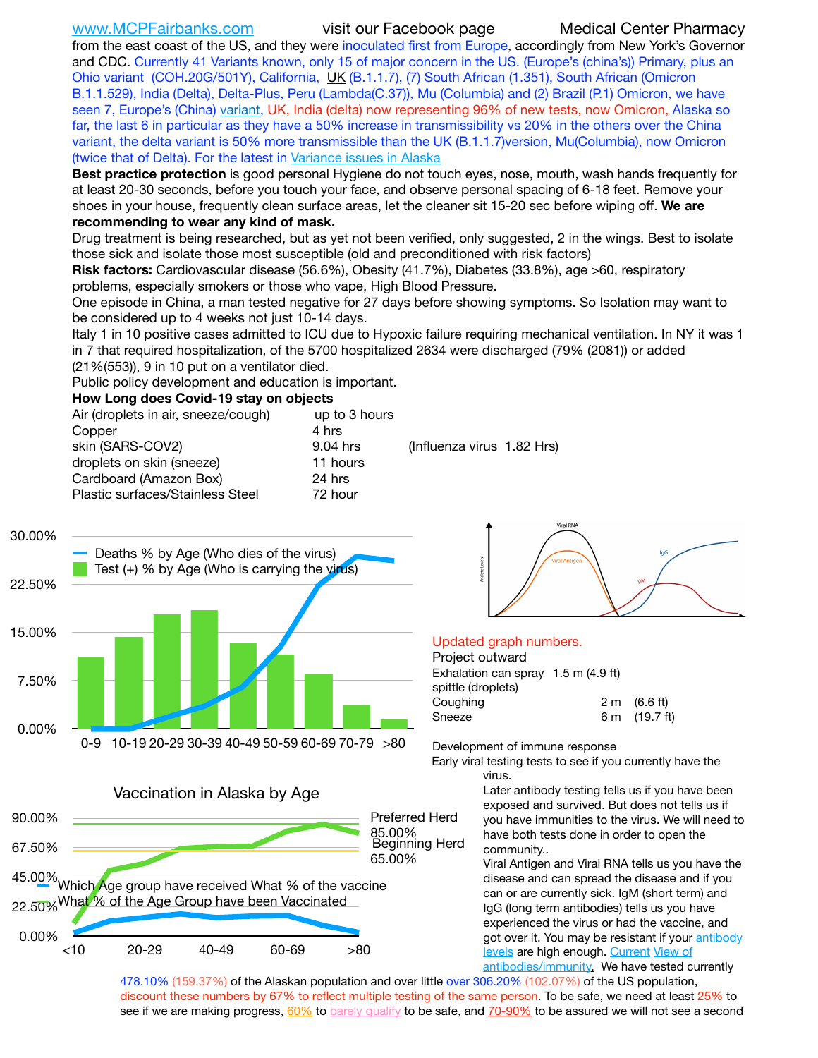www.MCPFairbanks.com visit our Facebook page Medical Center Pharmacy

from the east coast of the US, and they were inoculated first from Europe, accordingly from New York's Governor and CDC. Currently 41 Variants known, only 15 of major concern in the US. (Europe's (china's)) Primary, plus an Ohio variant (COH.20G/501Y), California, UK (B.1.1.7), (7) South African (1.351), South African (Omicron B.1.1.529), India (Delta), Delta-Plus, Peru (Lambda(C.37)), Mu (Columbia) and (2) Brazil (P.1) Omicron, we have seen 7, Europe's (China) variant, UK, India (delta) now representing 96% of new tests, now Omicron, Alaska so far, the last 6 in particular as they have a 50% increase in transmissibility vs 20% in the others over the China variant, the delta variant is 50% more transmissible than the UK (B.1.1.7)version, Mu(Columbia), now Omicron (twice that of Delta). For the latest in Variance issues in Alaska

**Best practice protection** is good personal Hygiene do not touch eyes, nose, mouth, wash hands frequently for at least 20-30 seconds, before you touch your face, and observe personal spacing of 6-18 feet. Remove your shoes in your house, frequently clean surface areas, let the cleaner sit 15-20 sec before wiping off. **We are recommending to wear any kind of mask.**

Drug treatment is being researched, but as yet not been verified, only suggested, 2 in the wings. Best to isolate those sick and isolate those most susceptible (old and preconditioned with risk factors)

**Risk factors:** Cardiovascular disease (56.6%), Obesity (41.7%), Diabetes (33.8%), age >60, respiratory problems, especially smokers or those who vape, High Blood Pressure.

One episode in China, a man tested negative for 27 days before showing symptoms. So Isolation may want to be considered up to 4 weeks not just 10-14 days.

Italy 1 in 10 positive cases admitted to ICU due to Hypoxic failure requiring mechanical ventilation. In NY it was 1 in 7 that required hospitalization, of the 5700 hospitalized 2634 were discharged (79% (2081)) or added (21%(553)), 9 in 10 put on a ventilator died.

Public policy development and education is important.

**How Long does Covid-19 stay on objects**

| | | |
|---|---|---|
| Air (droplets in air, sneeze/cough) | up to 3 hours | |
| Copper | 4 hrs | |
| skin (SARS-COV2) | 9.04 hrs | (Influenza virus 1.82 Hrs) |
| droplets on skin (sneeze) | 11 hours | |
| Cardboard (Amazon Box) | 24 hrs | |
| Plastic surfaces/Stainless Steel | 72 hour | |

Deaths % by Age (Who dies of the virus)
Test (+) % by Age (Who is carrying the virus)

Updated graph numbers.

Project outward

| | | |
|---|---|---|
| Exhalation can spray spittle (droplets) | 1.5 m | (4.9 ft) |
| Coughing | 2 m | (6.6 ft) |
| Sneeze | 6 m | (19.7 ft) |

Development of immune response

Early viral testing tests to see if you currently have the virus.

Later antibody testing tells us if you have been exposed and survived. But does not tells us if you have immunities to the virus. We will need to have both tests done in order to open the community..

Viral Antigen and Viral RNA tells us you have the disease and can spread the disease and if you can or are currently sick. IgM (short term) and IgG (long term antibodies) tells us you have experienced the virus or had the vaccine, and got over it. You may be resistant if your antibody levels are high enough. Current View of antibodies/immunity. We have tested currently

Vaccination in Alaska by Age

Which Age group have received What % of the vaccine
What % of the Age Group have been Vaccinated
Preferred Herd 85.00%
Beginning Herd 65.00%

478.10% (159.37%) of the Alaskan population and over little over 306.20% (102.07%) of the US population, discount these numbers by 67% to reflect multiple testing of the same person. To be safe, we need at least 25% to see if we are making progress, 60% to barely qualify to be safe, and 70-90% to be assured we will not see a second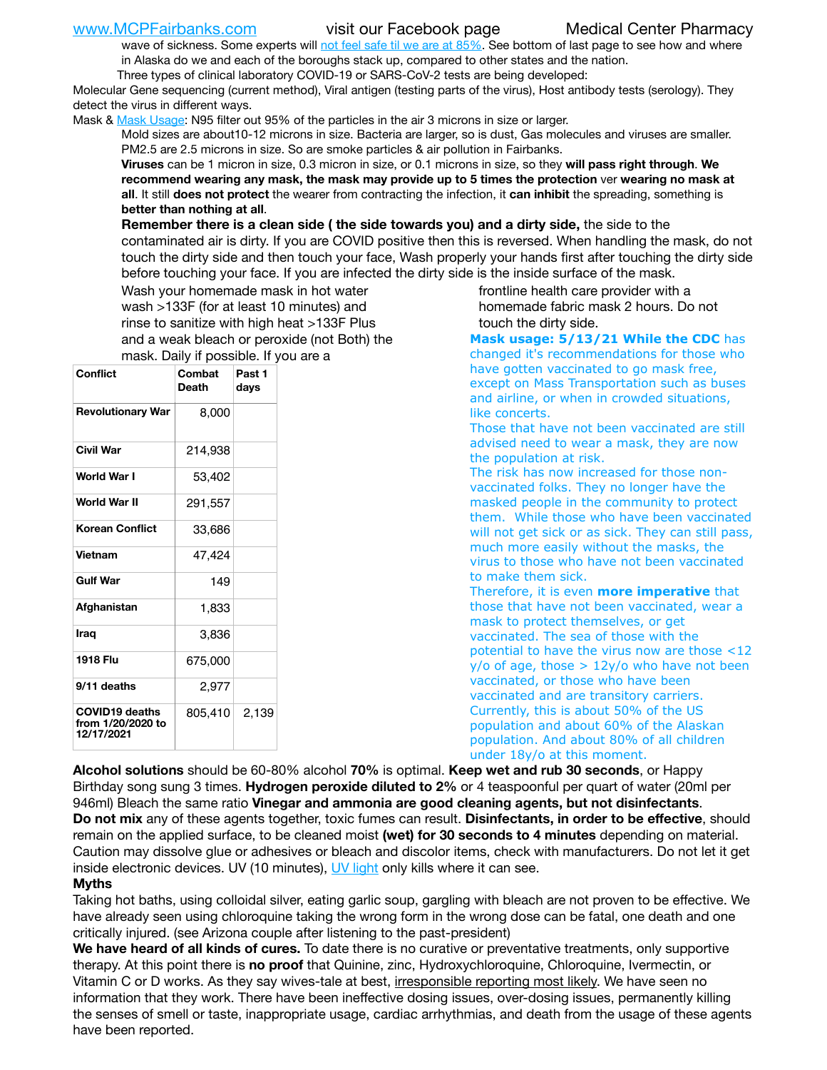wave of sickness. Some experts will not feel safe til we are at 85%. See bottom of last page to see how and where in Alaska do we and each of the boroughs stack up, compared to other states and the nation.

Three types of clinical laboratory COVID-19 or SARS-CoV-2 tests are being developed:

Molecular Gene sequencing (current method), Viral antigen (testing parts of the virus), Host antibody tests (serology). They detect the virus in different ways.

Mask & Mask Usage: N95 filter out 95% of the particles in the air 3 microns in size or larger.

Mold sizes are about10-12 microns in size. Bacteria are larger, so is dust, Gas molecules and viruses are smaller. PM2.5 are 2.5 microns in size. So are smoke particles & air pollution in Fairbanks.

**Viruses** can be 1 micron in size, 0.3 micron in size, or 0.1 microns in size, so they **will pass right through**. **We recommend wearing any mask, the mask may provide up to 5 times the protection** ver **wearing no mask at all**. It still **does not protect** the wearer from contracting the infection, it **can inhibit** the spreading, something is **better than nothing at all**.

**Remember there is a clean side ( the side towards you) and a dirty side,** the side to the contaminated air is dirty. If you are COVID positive then this is reversed. When handling the mask, do not touch the dirty side and then touch your face, Wash properly your hands first after touching the dirty side before touching your face. If you are infected the dirty side is the inside surface of the mask.

Wash your homemade mask in hot water wash >133F (for at least 10 minutes) and rinse to sanitize with high heat >133F Plus and a weak bleach or peroxide (not Both) the mask. Daily if possible. If you are a frontline health care provider with a homemade fabric mask 2 hours. Do not touch the dirty side.

| Conflict | Combat Death | Past 1 days |
|---|---|---|
| Revolutionary War | 8,000 | |
| Civil War | 214,938 | |
| World War I | 53,402 | |
| World War II | 291,557 | |
| Korean Conflict | 33,686 | |
| Vietnam | 47,424 | |
| Gulf War | 149 | |
| Afghanistan | 1,833 | |
| Iraq | 3,836 | |
| 1918 Flu | 675,000 | |
| 9/11 deaths | 2,977 | |
| COVID19 deaths from 1/20/2020 to 12/17/2021 | 805,410 | 2,139 |

**Mask usage: 5/13/21 While the CDC** has changed it's recommendations for those who have gotten vaccinated to go mask free, except on Mass Transportation such as buses and airline, or when in crowded situations, like concerts.

Those that have not been vaccinated are still advised need to wear a mask, they are now the population at risk.

The risk has now increased for those non-vaccinated folks. They no longer have the masked people in the community to protect them. While those who have been vaccinated will not get sick or as sick. They can still pass, much more easily without the masks, the virus to those who have not been vaccinated to make them sick.

Therefore, it is even **more imperative** that those that have not been vaccinated, wear a mask to protect themselves, or get vaccinated. The sea of those with the potential to have the virus now are those <12 y/o of age, those > 12y/o who have not been vaccinated, or those who have been vaccinated and are transitory carriers. Currently, this is about 50% of the US population and about 60% of the Alaskan population. And about 80% of all children under 18y/o at this moment.

**Alcohol solutions** should be 60-80% alcohol **70%** is optimal. **Keep wet and rub 30 seconds**, or Happy Birthday song sung 3 times. **Hydrogen peroxide diluted to 2%** or 4 teaspoonful per quart of water (20ml per 946ml) Bleach the same ratio **Vinegar and ammonia are good cleaning agents, but not disinfectants**. **Do not mix** any of these agents together, toxic fumes can result. **Disinfectants, in order to be effective**, should remain on the applied surface, to be cleaned moist **(wet) for 30 seconds to 4 minutes** depending on material. Caution may dissolve glue or adhesives or bleach and discolor items, check with manufacturers. Do not let it get inside electronic devices. UV (10 minutes), UV light only kills where it can see.

**Myths**

Taking hot baths, using colloidal silver, eating garlic soup, gargling with bleach are not proven to be effective. We have already seen using chloroquine taking the wrong form in the wrong dose can be fatal, one death and one critically injured. (see Arizona couple after listening to the past-president)

**We have heard of all kinds of cures.** To date there is no curative or preventative treatments, only supportive therapy. At this point there is **no proof** that Quinine, zinc, Hydroxychloroquine, Chloroquine, Ivermectin, or Vitamin C or D works. As they say wives-tale at best, irresponsible reporting most likely. We have seen no information that they work. There have been ineffective dosing issues, over-dosing issues, permanently killing the senses of smell or taste, inappropriate usage, cardiac arrhythmias, and death from the usage of these agents have been reported.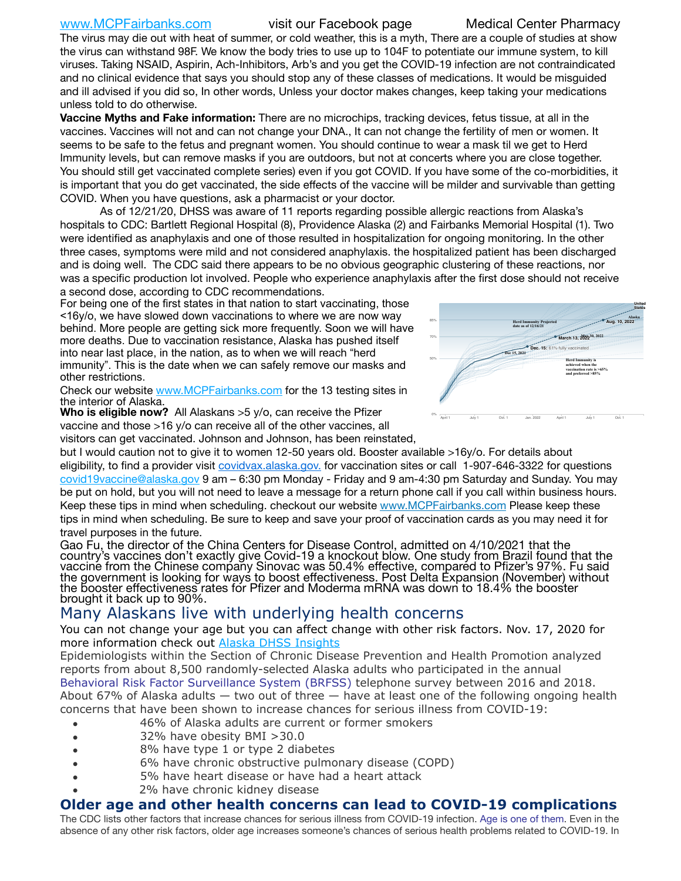The virus may die out with heat of summer, or cold weather, this is a myth, There are a couple of studies at show the virus can withstand 98F. We know the body tries to use up to 104F to potentiate our immune system, to kill viruses. Taking NSAID, Aspirin, Ach-Inhibitors, Arb's and you get the COVID-19 infection are not contraindicated and no clinical evidence that says you should stop any of these classes of medications. It would be misguided and ill advised if you did so, In other words, Unless your doctor makes changes, keep taking your medications unless told to do otherwise.

**Vaccine Myths and Fake information:** There are no microchips, tracking devices, fetus tissue, at all in the vaccines. Vaccines will not and can not change your DNA., It can not change the fertility of men or women. It seems to be safe to the fetus and pregnant women. You should continue to wear a mask til we get to Herd Immunity levels, but can remove masks if you are outdoors, but not at concerts where you are close together. You should still get vaccinated complete series) even if you got COVID. If you have some of the co-morbidities, it is important that you do get vaccinated, the side effects of the vaccine will be milder and survivable than getting COVID. When you have questions, ask a pharmacist or your doctor.

As of 12/21/20, DHSS was aware of 11 reports regarding possible allergic reactions from Alaska's hospitals to CDC: Bartlett Regional Hospital (8), Providence Alaska (2) and Fairbanks Memorial Hospital (1). Two were identified as anaphylaxis and one of those resulted in hospitalization for ongoing monitoring. In the other three cases, symptoms were mild and not considered anaphylaxis. the hospitalized patient has been discharged and is doing well. The CDC said there appears to be no obvious geographic clustering of these reactions, nor was a specific production lot involved. People who experience anaphylaxis after the first dose should not receive a second dose, according to CDC recommendations.

For being one of the first states in that nation to start vaccinating, those <16y/o, we have slowed down vaccinations to where we are now way behind. More people are getting sick more frequently. Soon we will have more deaths. Due to vaccination resistance, Alaska has pushed itself into near last place, in the nation, as to when we will reach "herd immunity". This is the date when we can safely remove our masks and other restrictions.

Check our website www.MCPFairbanks.com for the 13 testing sites in the interior of Alaska.

**Who is eligible now?** All Alaskans >5 y/o, can receive the Pfizer vaccine and those >16 y/o can receive all of the other vaccines, all visitors can get vaccinated. Johnson and Johnson, has been reinstated, but I would caution not to give it to women 12-50 years old. Booster available >16y/o. For details about eligibility, to find a provider visit covidvax.alaska.gov. for vaccination sites or call 1-907-646-3322 for questions covid19vaccine@alaska.gov 9 am – 6:30 pm Monday - Friday and 9 am-4:30 pm Saturday and Sunday. You may be put on hold, but you will not need to leave a message for a return phone call if you call within business hours. Keep these tips in mind when scheduling. checkout our website www.MCPFairbanks.com Please keep these tips in mind when scheduling. Be sure to keep and save your proof of vaccination cards as you may need it for travel purposes in the future.

Gao Fu, the director of the China Centers for Disease Control, admitted on 4/10/2021 that the country's vaccines don't exactly give Covid-19 a knockout blow. One study from Brazil found that the vaccine from the Chinese company Sinovac was 50.4% effective, compared to Pfizer's 97%. Fu said the government is looking for ways to boost effectiveness. Post Delta Expansion (November) without the booster effectiveness rates for Pfizer and Moderma mRNA was down to 18.4% the booster brought it back up to 90%.

## Many Alaskans live with underlying health concerns

You can not change your age but you can affect change with other risk factors. Nov. 17, 2020 for more information check out Alaska DHSS Insights

Epidemiologists within the Section of Chronic Disease Prevention and Health Promotion analyzed reports from about 8,500 randomly-selected Alaska adults who participated in the annual Behavioral Risk Factor Surveillance System (BRFSS) telephone survey between 2016 and 2018. About 67% of Alaska adults — two out of three — have at least one of the following ongoing health concerns that have been shown to increase chances for serious illness from COVID-19:

- 46% of Alaska adults are current or former smokers
- 32% have obesity BMI >30.0
- 8% have type 1 or type 2 diabetes
- 6% have chronic obstructive pulmonary disease (COPD)
- 5% have heart disease or have had a heart attack
- 2% have chronic kidney disease

## Older age and other health concerns can lead to COVID-19 complications

The CDC lists other factors that increase chances for serious illness from COVID-19 infection. Age is one of them. Even in the absence of any other risk factors, older age increases someone's chances of serious health problems related to COVID-19. In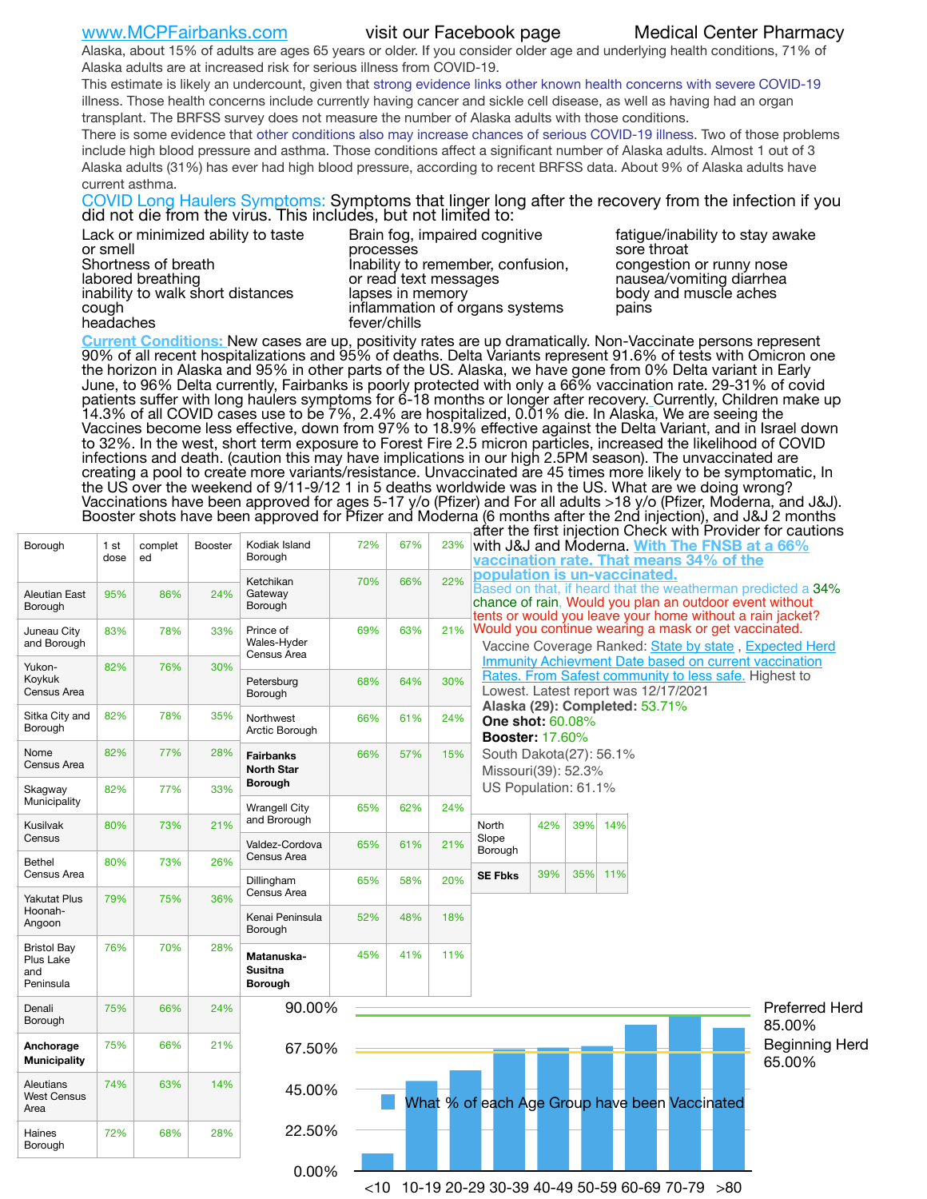www.MCPFairbanks.com visit our Facebook page Medical Center Pharmacy

Alaska, about 15% of adults are ages 65 years or older. If you consider older age and underlying health conditions, 71% of Alaska adults are at increased risk for serious illness from COVID-19.

This estimate is likely an undercount, given that strong evidence links other known health concerns with severe COVID-19 illness. Those health concerns include currently having cancer and sickle cell disease, as well as having had an organ transplant. The BRFSS survey does not measure the number of Alaska adults with those conditions.

There is some evidence that other conditions also may increase chances of serious COVID-19 illness. Two of those problems include high blood pressure and asthma. Those conditions affect a significant number of Alaska adults. Almost 1 out of 3 Alaska adults (31%) has ever had high blood pressure, according to recent BRFSS data. About 9% of Alaska adults have current asthma.

**COVID Long Haulers Symptoms:** Symptoms that linger long after the recovery from the infection if you did not die from the virus. This includes, but not limited to:

- Lack or minimized ability to taste or smell
- Shortness of breath
- labored breathing
- inability to walk short distances
- cough
- headaches
- Brain fog, impaired cognitive processes
- Inability to remember, confusion, or read text messages
- lapses in memory
- inflammation of organs systems
- fever/chills
- fatigue/inability to stay awake
- sore throat
- congestion or runny nose
- nausea/vomiting diarrhea
- body and muscle aches
- pains

**Current Conditions:** New cases are up, positivity rates are up dramatically. Non-Vaccinate persons represent 90% of all recent hospitalizations and 95% of deaths. Delta Variants represent 91.6% of tests with Omicron one the horizon in Alaska and 95% in other parts of the US. Alaska, we have gone from 0% Delta variant in Early June, to 96% Delta currently, Fairbanks is poorly protected with only a 66% vaccination rate. 29-31% of covid patients suffer with long haulers symptoms for 6-18 months or longer after recovery. Currently, Children make up 14.3% of all COVID cases use to be 7%, 2.4% are hospitalized, 0.01% die. In Alaska, We are seeing the Vaccines become less effective, down from 97% to 18.9% effective against the Delta Variant, and in Israel down to 32%. In the west, short term exposure to Forest Fire 2.5 micron particles, increased the likelihood of COVID infections and death. (caution this may have implications in our high 2.5PM season). The unvaccinated are creating a pool to create more variants/resistance. Unvaccinated are 45 times more likely to be symptomatic, In the US over the weekend of 9/11-9/12 1 in 5 deaths worldwide was in the US. What are we doing wrong? Vaccinations have been approved for ages 5-17 y/o (Pfizer) and For all adults >18 y/o (Pfizer, Moderna, and J&J). Booster shots have been approved for Pfizer and Moderna (6 months after the 2nd injection), and J&J 2 months after the first injection Check with Provider for cautions with J&J and Moderna. **With The FNSB at a 66% vaccination rate. That means 34% of the population is un-vaccinated.**

Based on that, if heard that the weatherman predicted a 34% chance of rain, Would you plan an outdoor event without tents or would you leave your home without a rain jacket? Would you continue wearing a mask or get vaccinated.

| Borough | 1 st dose | completed | Booster |
|---|---|---|---|
| Aleutian East Borough | 95% | 86% | 24% |
| Juneau City and Borough | 83% | 78% | 33% |
| Yukon-Koykuk Census Area | 82% | 76% | 30% |
| Sitka City and Borough | 82% | 78% | 35% |
| Nome Census Area | 82% | 77% | 28% |
| Skagway Municipality | 82% | 77% | 33% |
| Kusilvak Census | 80% | 73% | 21% |
| Bethel Census Area | 80% | 73% | 26% |
| Yakutat Plus Hoonah-Angoon | 79% | 75% | 36% |
| Bristol Bay Plus Lake and Peninsula | 76% | 70% | 28% |
| Denali Borough | 75% | 66% | 24% |
| **Anchorage Municipality** | 75% | 66% | 21% |
| Aleutians West Census Area | 74% | 63% | 14% |
| Haines Borough | 72% | 68% | 28% |
| Kodiak Island Borough | 72% | 67% | 23% |
| Ketchikan Gateway Borough | 70% | 66% | 22% |
| Prince of Wales-Hyder Census Area | 69% | 63% | 21% |
| Petersburg Borough | 68% | 64% | 30% |
| Northwest Arctic Borough | 66% | 61% | 24% |
| **Fairbanks North Star Borough** | 66% | 57% | 15% |
| Wrangell City and Brorough | 65% | 62% | 24% |
| Valdez-Cordova Census Area | 65% | 61% | 21% |
| Dillingham Census Area | 65% | 58% | 20% |
| Kenai Peninsula Borough | 52% | 48% | 18% |
| **Matanuska-Susitna Borough** | 45% | 41% | 11% |
| North Slope Borough | 42% | 39% | 14% |
| **SE Fbks** | 39% | 35% | 11% |

Vaccine Coverage Ranked: State by state, Expected Herd Immunity Achievment Date based on current vaccination Rates. From Safest community to less safe. Highest to Lowest. Latest report was 12/17/2021

**Alaska (29): Completed:** 53.71%
**One shot:** 60.08%
**Booster:** 17.60%
South Dakota(27): 56.1%
Missouri(39): 52.3%
US Population: 61.1%

90.00%
67.50%
45.00%
22.50%
0.00%
What % of each Age Group have been Vaccinated
<10 10-19 20-29 30-39 40-49 50-59 60-69 70-79 >80
Preferred Herd 85.00%
Beginning Herd 65.00%